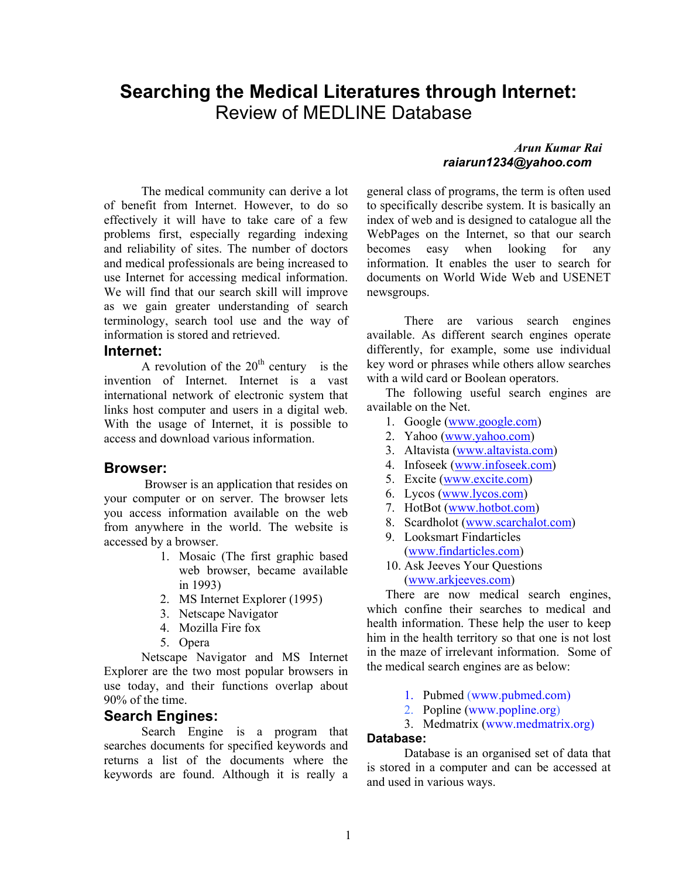# Searching the Medical Literatures through Internet: Review of MEDLINE Database

***Arun Kumar Rai***
***raiarun1234@yahoo.com***

The medical community can derive a lot of benefit from Internet. However, to do so effectively it will have to take care of a few problems first, especially regarding indexing and reliability of sites. The number of doctors and medical professionals are being increased to use Internet for accessing medical information. We will find that our search skill will improve as we gain greater understanding of search terminology, search tool use and the way of information is stored and retrieved.

## Internet:

A revolution of the 20th century is the invention of Internet. Internet is a vast international network of electronic system that links host computer and users in a digital web. With the usage of Internet, it is possible to access and download various information.

## Browser:

Browser is an application that resides on your computer or on server. The browser lets you access information available on the web from anywhere in the world. The website is accessed by a browser.

1. Mosaic (The first graphic based web browser, became available in 1993)
2. MS Internet Explorer (1995)
3. Netscape Navigator
4. Mozilla Fire fox
5. Opera

Netscape Navigator and MS Internet Explorer are the two most popular browsers in use today, and their functions overlap about 90% of the time.

## Search Engines:

Search Engine is a program that searches documents for specified keywords and returns a list of the documents where the keywords are found. Although it is really a general class of programs, the term is often used to specifically describe system. It is basically an index of web and is designed to catalogue all the WebPages on the Internet, so that our search becomes easy when looking for any information. It enables the user to search for documents on World Wide Web and USENET newsgroups.

There are various search engines available. As different search engines operate differently, for example, some use individual key word or phrases while others allow searches with a wild card or Boolean operators.

The following useful search engines are available on the Net.

1. Google (www.google.com)
2. Yahoo (www.yahoo.com)
3. Altavista (www.altavista.com)
4. Infoseek (www.infoseek.com)
5. Excite (www.excite.com)
6. Lycos (www.lycos.com)
7. HotBot (www.hotbot.com)
8. Scardholot (www.scarchalot.com)
9. Looksmart Findarticles (www.findarticles.com)
10. Ask Jeeves Your Questions (www.arkjeeves.com)

There are now medical search engines, which confine their searches to medical and health information. These help the user to keep him in the health territory so that one is not lost in the maze of irrelevant information. Some of the medical search engines are as below:

1. Pubmed (www.pubmed.com)
2. Popline (www.popline.org)
3. Medmatrix (www.medmatrix.org)

## Database:

Database is an organised set of data that is stored in a computer and can be accessed at and used in various ways.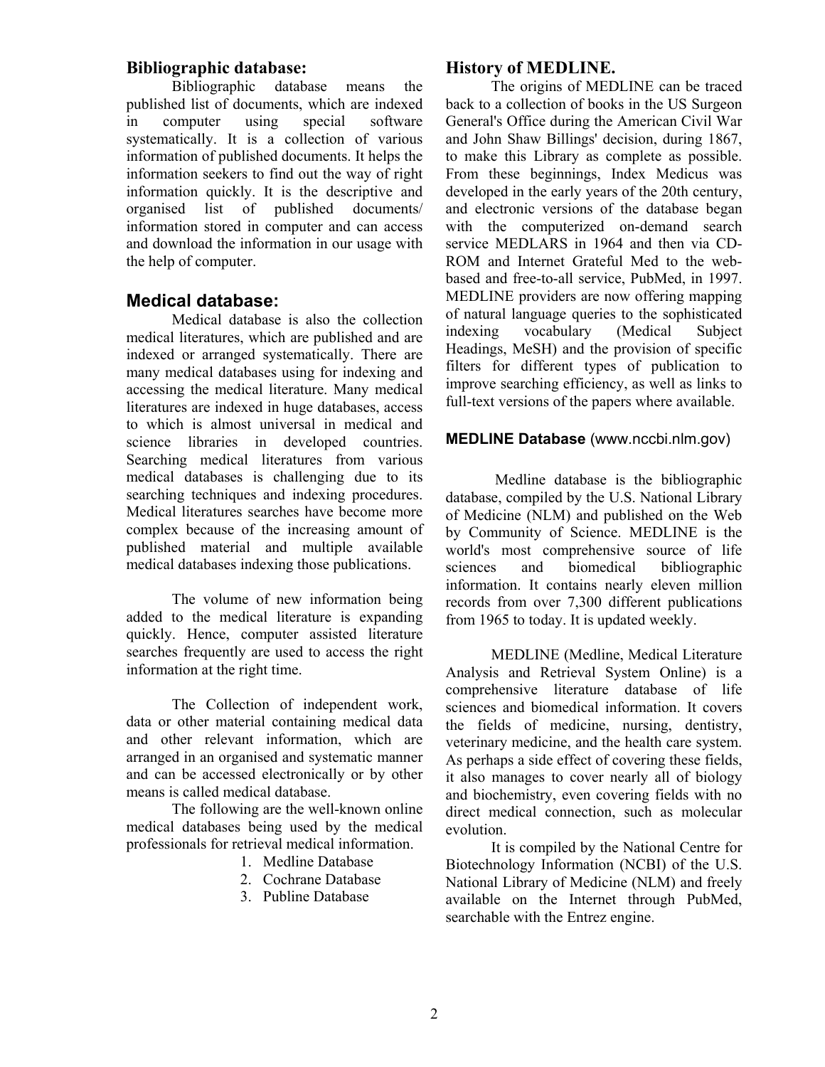## Bibliographic database:

Bibliographic database means the published list of documents, which are indexed in computer using special software systematically. It is a collection of various information of published documents. It helps the information seekers to find out the way of right information quickly. It is the descriptive and organised list of published documents/ information stored in computer and can access and download the information in our usage with the help of computer.

## Medical database:

Medical database is also the collection medical literatures, which are published and are indexed or arranged systematically. There are many medical databases using for indexing and accessing the medical literature. Many medical literatures are indexed in huge databases, access to which is almost universal in medical and science libraries in developed countries. Searching medical literatures from various medical databases is challenging due to its searching techniques and indexing procedures. Medical literatures searches have become more complex because of the increasing amount of published material and multiple available medical databases indexing those publications.

The volume of new information being added to the medical literature is expanding quickly. Hence, computer assisted literature searches frequently are used to access the right information at the right time.

The Collection of independent work, data or other material containing medical data and other relevant information, which are arranged in an organised and systematic manner and can be accessed electronically or by other means is called medical database.

The following are the well-known online medical databases being used by the medical professionals for retrieval medical information.

1. Medline Database
2. Cochrane Database
3. Publine Database

## History of MEDLINE.

The origins of MEDLINE can be traced back to a collection of books in the US Surgeon General's Office during the American Civil War and John Shaw Billings' decision, during 1867, to make this Library as complete as possible. From these beginnings, Index Medicus was developed in the early years of the 20th century, and electronic versions of the database began with the computerized on-demand search service MEDLARS in 1964 and then via CD-ROM and Internet Grateful Med to the web-based and free-to-all service, PubMed, in 1997. MEDLINE providers are now offering mapping of natural language queries to the sophisticated indexing vocabulary (Medical Subject Headings, MeSH) and the provision of specific filters for different types of publication to improve searching efficiency, as well as links to full-text versions of the papers where available.

#### **MEDLINE Database** (www.nccbi.nlm.gov)

Medline database is the bibliographic database, compiled by the U.S. National Library of Medicine (NLM) and published on the Web by Community of Science. MEDLINE is the world's most comprehensive source of life sciences and biomedical bibliographic information. It contains nearly eleven million records from over 7,300 different publications from 1965 to today. It is updated weekly.

MEDLINE (Medline, Medical Literature Analysis and Retrieval System Online) is a comprehensive literature database of life sciences and biomedical information. It covers the fields of medicine, nursing, dentistry, veterinary medicine, and the health care system. As perhaps a side effect of covering these fields, it also manages to cover nearly all of biology and biochemistry, even covering fields with no direct medical connection, such as molecular evolution.

It is compiled by the National Centre for Biotechnology Information (NCBI) of the U.S. National Library of Medicine (NLM) and freely available on the Internet through PubMed, searchable with the Entrez engine.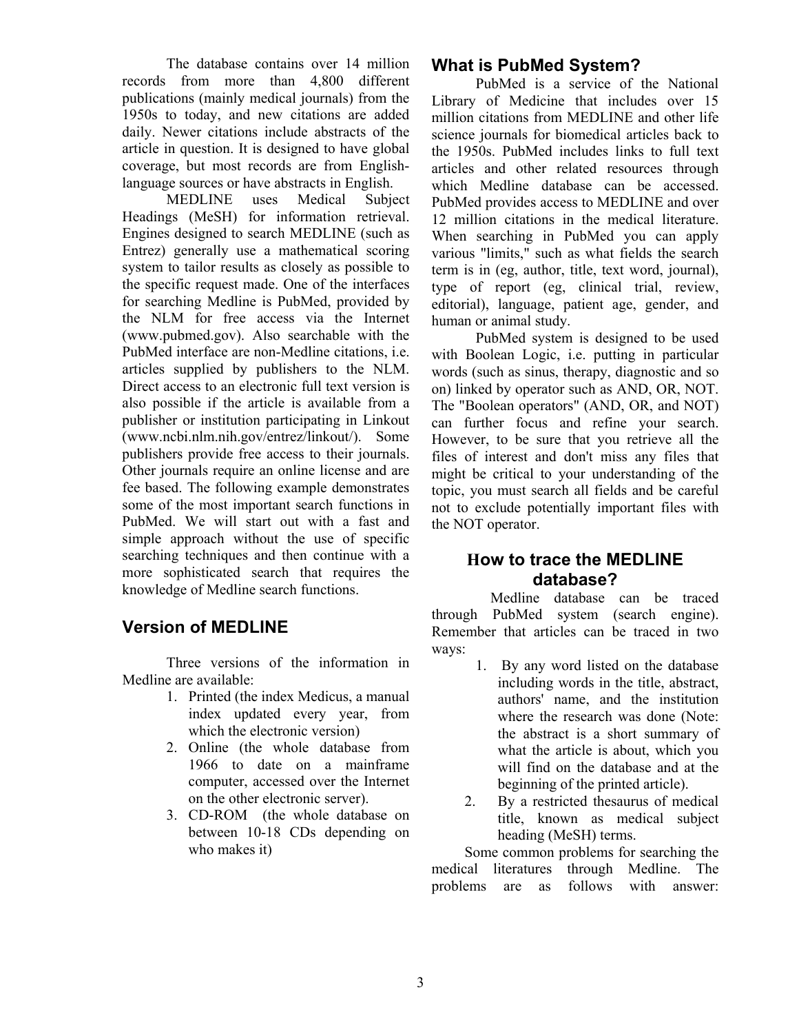The database contains over 14 million records from more than 4,800 different publications (mainly medical journals) from the 1950s to today, and new citations are added daily. Newer citations include abstracts of the article in question. It is designed to have global coverage, but most records are from English-language sources or have abstracts in English.

MEDLINE uses Medical Subject Headings (MeSH) for information retrieval. Engines designed to search MEDLINE (such as Entrez) generally use a mathematical scoring system to tailor results as closely as possible to the specific request made. One of the interfaces for searching Medline is PubMed, provided by the NLM for free access via the Internet (www.pubmed.gov). Also searchable with the PubMed interface are non-Medline citations, i.e. articles supplied by publishers to the NLM. Direct access to an electronic full text version is also possible if the article is available from a publisher or institution participating in Linkout (www.ncbi.nlm.nih.gov/entrez/linkout/). Some publishers provide free access to their journals. Other journals require an online license and are fee based. The following example demonstrates some of the most important search functions in PubMed. We will start out with a fast and simple approach without the use of specific searching techniques and then continue with a more sophisticated search that requires the knowledge of Medline search functions.

## Version of MEDLINE

Three versions of the information in Medline are available:

1. Printed (the index Medicus, a manual index updated every year, from which the electronic version)
2. Online (the whole database from 1966 to date on a mainframe computer, accessed over the Internet on the other electronic server).
3. CD-ROM (the whole database on between 10-18 CDs depending on who makes it)

## What is PubMed System?

PubMed is a service of the National Library of Medicine that includes over 15 million citations from MEDLINE and other life science journals for biomedical articles back to the 1950s. PubMed includes links to full text articles and other related resources through which Medline database can be accessed. PubMed provides access to MEDLINE and over 12 million citations in the medical literature. When searching in PubMed you can apply various "limits," such as what fields the search term is in (eg, author, title, text word, journal), type of report (eg, clinical trial, review, editorial), language, patient age, gender, and human or animal study.

PubMed system is designed to be used with Boolean Logic, i.e. putting in particular words (such as sinus, therapy, diagnostic and so on) linked by operator such as AND, OR, NOT. The "Boolean operators" (AND, OR, and NOT) can further focus and refine your search. However, to be sure that you retrieve all the files of interest and don't miss any files that might be critical to your understanding of the topic, you must search all fields and be careful not to exclude potentially important files with the NOT operator.

## How to trace the MEDLINE database?

Medline database can be traced through PubMed system (search engine). Remember that articles can be traced in two ways:

1. By any word listed on the database including words in the title, abstract, authors' name, and the institution where the research was done (Note: the abstract is a short summary of what the article is about, which you will find on the database and at the beginning of the printed article).
2. By a restricted thesaurus of medical title, known as medical subject heading (MeSH) terms.

Some common problems for searching the medical literatures through Medline. The problems are as follows with answer: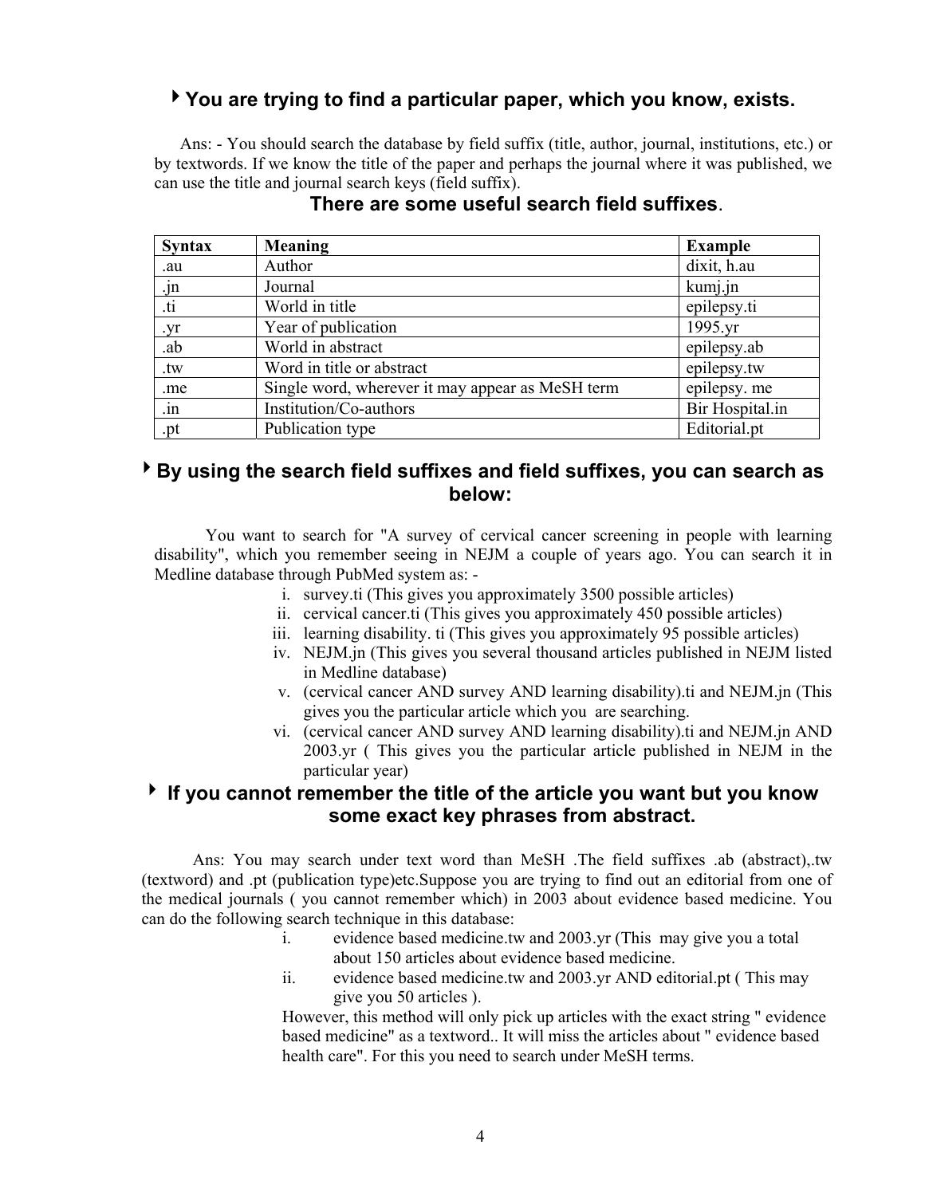### ‣ You are trying to find a particular paper, which you know, exists.

Ans: - You should search the database by field suffix (title, author, journal, institutions, etc.) or by textwords. If we know the title of the paper and perhaps the journal where it was published, we can use the title and journal search keys (field suffix).

### There are some useful search field suffixes.

| Syntax | Meaning | Example |
|---|---|---|
| .au | Author | dixit, h.au |
| .jn | Journal | kumj.jn |
| .ti | World in title | epilepsy.ti |
| .yr | Year of publication | 1995.yr |
| .ab | World in abstract | epilepsy.ab |
| .tw | Word in title or abstract | epilepsy.tw |
| .me | Single word, wherever it may appear as MeSH term | epilepsy. me |
| .in | Institution/Co-authors | Bir Hospital.in |
| .pt | Publication type | Editorial.pt |

### ‣ By using the search field suffixes and field suffixes, you can search as below:

You want to search for "A survey of cervical cancer screening in people with learning disability", which you remember seeing in NEJM a couple of years ago. You can search it in Medline database through PubMed system as: -

i. survey.ti (This gives you approximately 3500 possible articles)
ii. cervical cancer.ti (This gives you approximately 450 possible articles)
iii. learning disability. ti (This gives you approximately 95 possible articles)
iv. NEJM.jn (This gives you several thousand articles published in NEJM listed in Medline database)
v. (cervical cancer AND survey AND learning disability).ti and NEJM.jn (This gives you the particular article which you are searching.
vi. (cervical cancer AND survey AND learning disability).ti and NEJM.jn AND 2003.yr ( This gives you the particular article published in NEJM in the particular year)

### ‣ If you cannot remember the title of the article you want but you know some exact key phrases from abstract.

Ans: You may search under text word than MeSH .The field suffixes .ab (abstract),.tw (textword) and .pt (publication type)etc.Suppose you are trying to find out an editorial from one of the medical journals ( you cannot remember which) in 2003 about evidence based medicine. You can do the following search technique in this database:

i. evidence based medicine.tw and 2003.yr (This may give you a total about 150 articles about evidence based medicine.
ii. evidence based medicine.tw and 2003.yr AND editorial.pt ( This may give you 50 articles ).

However, this method will only pick up articles with the exact string " evidence based medicine" as a textword.. It will miss the articles about " evidence based health care". For this you need to search under MeSH terms.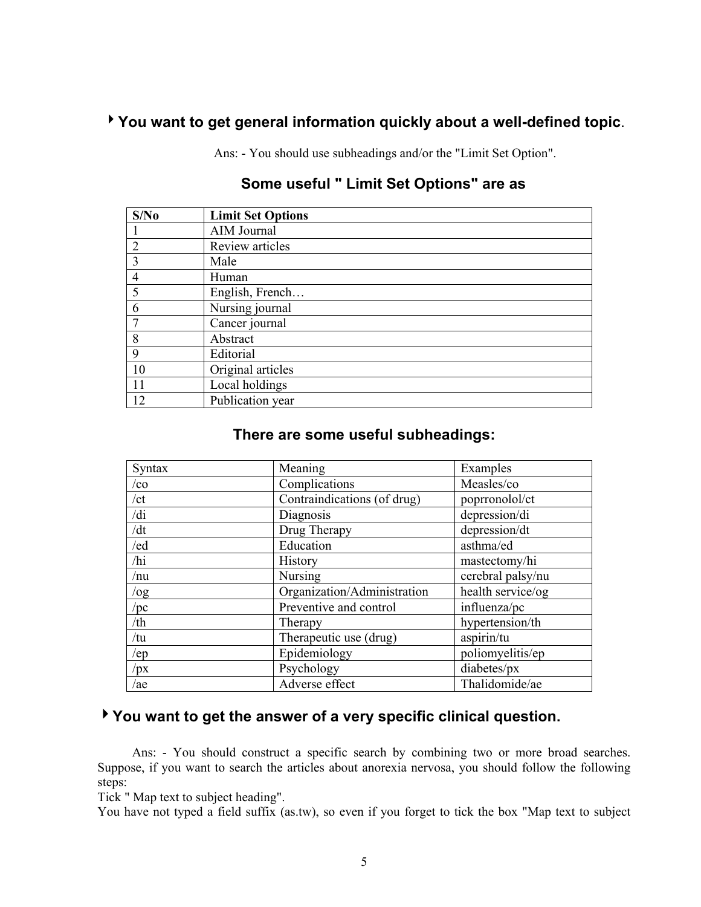### ▸ You want to get general information quickly about a well-defined topic.

Ans: - You should use subheadings and/or the "Limit Set Option".

## Some useful " Limit Set Options" are as

| S/No | Limit Set Options |
|---|---|
| 1 | AIM Journal |
| 2 | Review articles |
| 3 | Male |
| 4 | Human |
| 5 | English, French… |
| 6 | Nursing journal |
| 7 | Cancer journal |
| 8 | Abstract |
| 9 | Editorial |
| 10 | Original articles |
| 11 | Local holdings |
| 12 | Publication year |

## There are some useful subheadings:

| Syntax | Meaning | Examples |
|---|---|---|
| /co | Complications | Measles/co |
| /ct | Contraindications (of drug) | poprronolol/ct |
| /di | Diagnosis | depression/di |
| /dt | Drug Therapy | depression/dt |
| /ed | Education | asthma/ed |
| /hi | History | mastectomy/hi |
| /nu | Nursing | cerebral palsy/nu |
| /og | Organization/Administration | health service/og |
| /pc | Preventive and control | influenza/pc |
| /th | Therapy | hypertension/th |
| /tu | Therapeutic use (drug) | aspirin/tu |
| /ep | Epidemiology | poliomyelitis/ep |
| /px | Psychology | diabetes/px |
| /ae | Adverse effect | Thalidomide/ae |

### ▸ You want to get the answer of a very specific clinical question.

Ans: - You should construct a specific search by combining two or more broad searches. Suppose, if you want to search the articles about anorexia nervosa, you should follow the following steps:
Tick " Map text to subject heading".
You have not typed a field suffix (as.tw), so even if you forget to tick the box "Map text to subject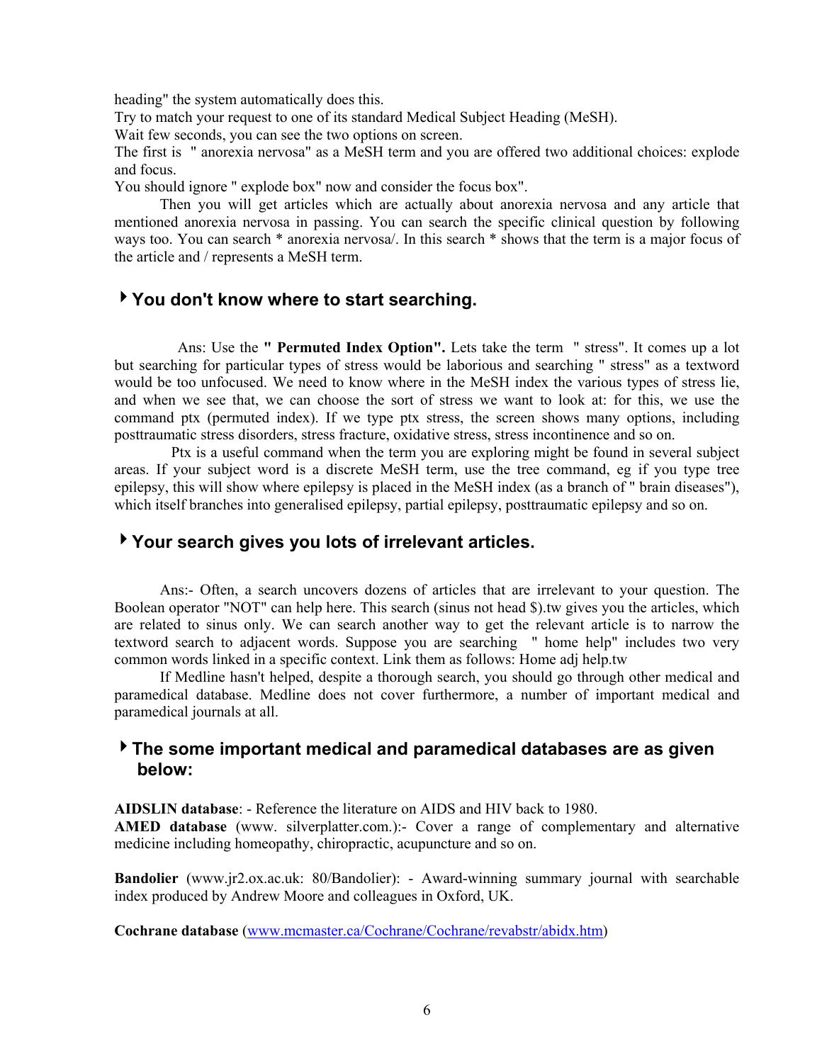heading" the system automatically does this.

Try to match your request to one of its standard Medical Subject Heading (MeSH).

Wait few seconds, you can see the two options on screen.

The first is " anorexia nervosa" as a MeSH term and you are offered two additional choices: explode and focus.

You should ignore " explode box" now and consider the focus box".

Then you will get articles which are actually about anorexia nervosa and any article that mentioned anorexia nervosa in passing. You can search the specific clinical question by following ways too. You can search * anorexia nervosa/. In this search * shows that the term is a major focus of the article and / represents a MeSH term.

### ‣ You don't know where to start searching.

Ans: Use the **" Permuted Index Option".** Lets take the term " stress". It comes up a lot but searching for particular types of stress would be laborious and searching " stress" as a textword would be too unfocused. We need to know where in the MeSH index the various types of stress lie, and when we see that, we can choose the sort of stress we want to look at: for this, we use the command ptx (permuted index). If we type ptx stress, the screen shows many options, including posttraumatic stress disorders, stress fracture, oxidative stress, stress incontinence and so on.

Ptx is a useful command when the term you are exploring might be found in several subject areas. If your subject word is a discrete MeSH term, use the tree command, eg if you type tree epilepsy, this will show where epilepsy is placed in the MeSH index (as a branch of " brain diseases"), which itself branches into generalised epilepsy, partial epilepsy, posttraumatic epilepsy and so on.

### ‣ Your search gives you lots of irrelevant articles.

Ans:- Often, a search uncovers dozens of articles that are irrelevant to your question. The Boolean operator "NOT" can help here. This search (sinus not head $).tw gives you the articles, which are related to sinus only. We can search another way to get the relevant article is to narrow the textword search to adjacent words. Suppose you are searching " home help" includes two very common words linked in a specific context. Link them as follows: Home adj help.tw

If Medline hasn't helped, despite a thorough search, you should go through other medical and paramedical database. Medline does not cover furthermore, a number of important medical and paramedical journals at all.

### ‣ The some important medical and paramedical databases are as given below:

**AIDSLIN database**: - Reference the literature on AIDS and HIV back to 1980.

**AMED database** (www. silverplatter.com.):- Cover a range of complementary and alternative medicine including homeopathy, chiropractic, acupuncture and so on.

**Bandolier** (www.jr2.ox.ac.uk: 80/Bandolier): - Award-winning summary journal with searchable index produced by Andrew Moore and colleagues in Oxford, UK.

**Cochrane database** (www.mcmaster.ca/Cochrane/Cochrane/revabstr/abidx.htm)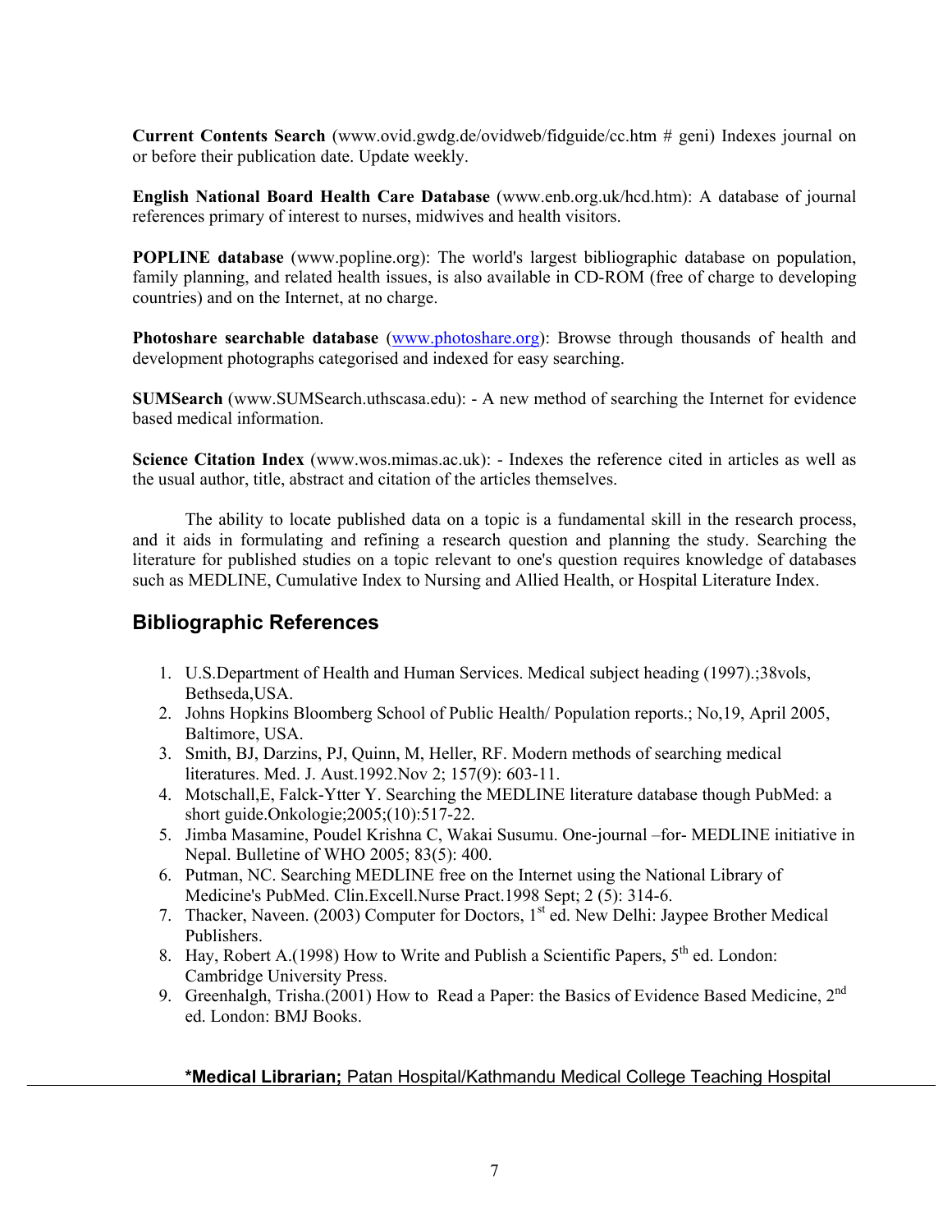**Current Contents Search** (www.ovid.gwdg.de/ovidweb/fidguide/cc.htm # geni) Indexes journal on or before their publication date. Update weekly.

**English National Board Health Care Database** (www.enb.org.uk/hcd.htm): A database of journal references primary of interest to nurses, midwives and health visitors.

**POPLINE database** (www.popline.org): The world's largest bibliographic database on population, family planning, and related health issues, is also available in CD-ROM (free of charge to developing countries) and on the Internet, at no charge.

**Photoshare searchable database** (www.photoshare.org): Browse through thousands of health and development photographs categorised and indexed for easy searching.

**SUMSearch** (www.SUMSearch.uthscasa.edu): - A new method of searching the Internet for evidence based medical information.

**Science Citation Index** (www.wos.mimas.ac.uk): - Indexes the reference cited in articles as well as the usual author, title, abstract and citation of the articles themselves.

The ability to locate published data on a topic is a fundamental skill in the research process, and it aids in formulating and refining a research question and planning the study. Searching the literature for published studies on a topic relevant to one's question requires knowledge of databases such as MEDLINE, Cumulative Index to Nursing and Allied Health, or Hospital Literature Index.

## Bibliographic References

1. U.S.Department of Health and Human Services. Medical subject heading (1997).;38vols, Bethseda,USA.
2. Johns Hopkins Bloomberg School of Public Health/ Population reports.; No,19, April 2005, Baltimore, USA.
3. Smith, BJ, Darzins, PJ, Quinn, M, Heller, RF. Modern methods of searching medical literatures. Med. J. Aust.1992.Nov 2; 157(9): 603-11.
4. Motschall,E, Falck-Ytter Y. Searching the MEDLINE literature database though PubMed: a short guide.Onkologie;2005;(10):517-22.
5. Jimba Masamine, Poudel Krishna C, Wakai Susumu. One-journal –for- MEDLINE initiative in Nepal. Bulletine of WHO 2005; 83(5): 400.
6. Putman, NC. Searching MEDLINE free on the Internet using the National Library of Medicine's PubMed. Clin.Excell.Nurse Pract.1998 Sept; 2 (5): 314-6.
7. Thacker, Naveen. (2003) Computer for Doctors, 1st ed. New Delhi: Jaypee Brother Medical Publishers.
8. Hay, Robert A.(1998) How to Write and Publish a Scientific Papers, 5th ed. London: Cambridge University Press.
9. Greenhalgh, Trisha.(2001) How to Read a Paper: the Basics of Evidence Based Medicine, 2nd ed. London: BMJ Books.

**\*Medical Librarian;** Patan Hospital/Kathmandu Medical College Teaching Hospital